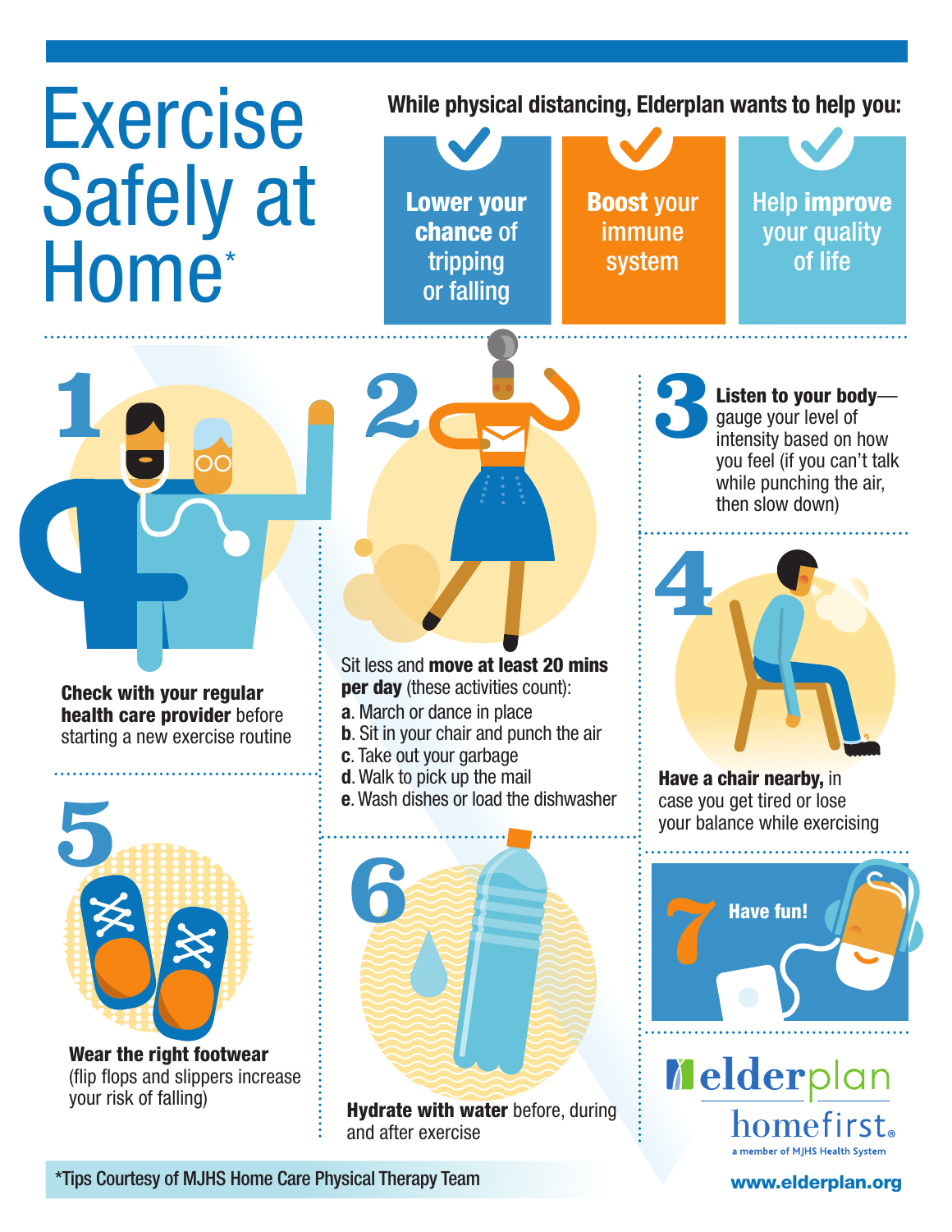# Exercise Safely at Home*

**While physical distancing, Elderplan wants to help you:**

- **Lower your chance** of tripping or falling
- **Boost** your immune system
- Help **improve** your quality of life

**1** **Check with your regular health care provider** before starting a new exercise routine

**2** Sit less and **move at least 20 mins per day** (these activities count):

**a**. March or dance in place
**b**. Sit in your chair and punch the air
**c**. Take out your garbage
**d**. Walk to pick up the mail
**e**. Wash dishes or load the dishwasher

**3** **Listen to your body**—gauge your level of intensity based on how you feel (if you can't talk while punching the air, then slow down)

**4** **Have a chair nearby,** in case you get tired or lose your balance while exercising

**5** **Wear the right footwear** (flip flops and slippers increase your risk of falling)

**6** **Hydrate with water** before, during and after exercise

**7** **Have fun!**

*Tips Courtesy of MJHS Home Care Physical Therapy Team

elderplan homefirst® a member of MJHS Health System

www.elderplan.org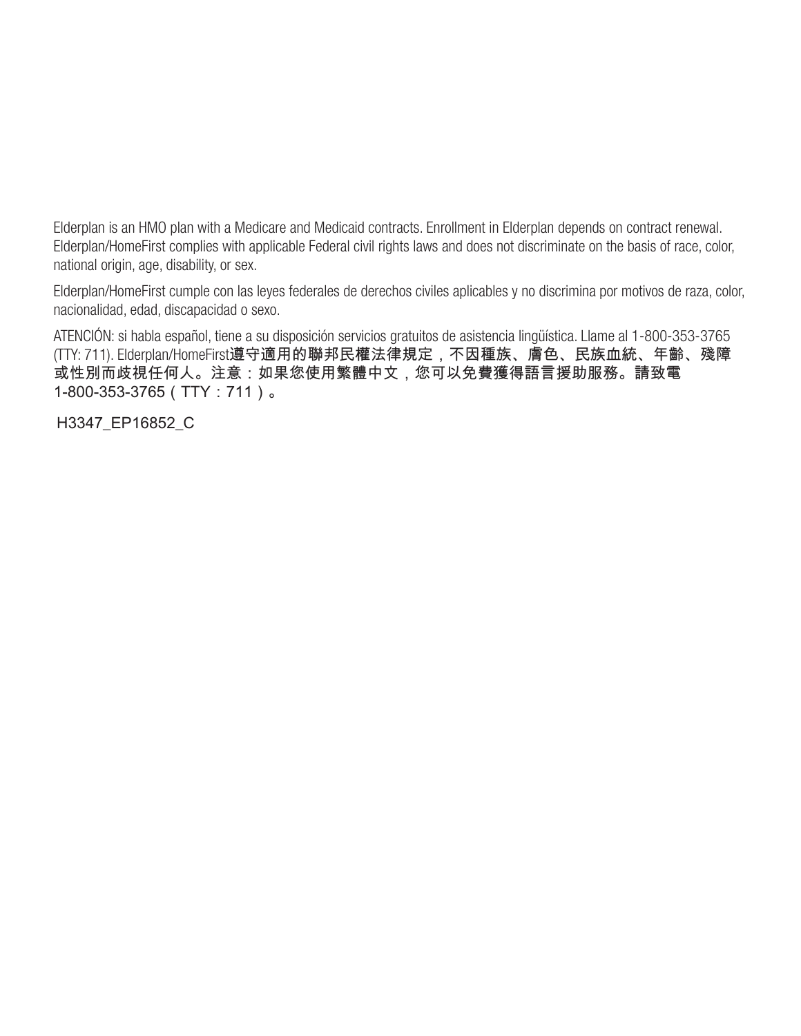Elderplan is an HMO plan with a Medicare and Medicaid contracts. Enrollment in Elderplan depends on contract renewal. Elderplan/HomeFirst complies with applicable Federal civil rights laws and does not discriminate on the basis of race, color, national origin, age, disability, or sex.

Elderplan/HomeFirst cumple con las leyes federales de derechos civiles aplicables y no discrimina por motivos de raza, color, nacionalidad, edad, discapacidad o sexo.

ATENCIÓN: si habla español, tiene a su disposición servicios gratuitos de asistencia lingüística. Llame al 1-800-353-3765 (TTY: 711). Elderplan/HomeFirst遵守適用的聯邦民權法律規定，不因種族、膚色、民族血統、年齡、殘障或性別而歧視任何人。注意：如果您使用繁體中文，您可以免費獲得語言援助服務。請致電 1-800-353-3765（TTY：711）。

H3347_EP16852_C